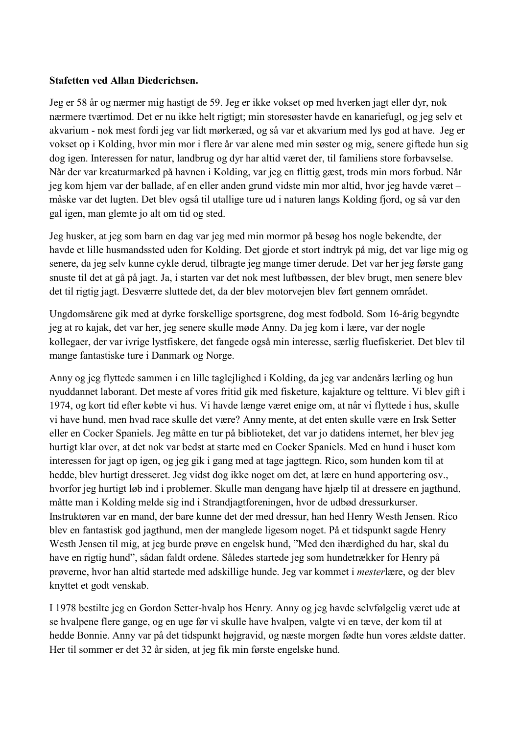**Stafetten ved Allan Diederichsen.**

Jeg er 58 år og nærmer mig hastigt de 59. Jeg er ikke vokset op med hverken jagt eller dyr, nok nærmere tværtimod. Det er nu ikke helt rigtigt; min storesøster havde en kanariefugl, og jeg selv et akvarium - nok mest fordi jeg var lidt mørkeræd, og så var et akvarium med lys god at have. Jeg er vokset op i Kolding, hvor min mor i flere år var alene med min søster og mig, senere giftede hun sig dog igen. Interessen for natur, landbrug og dyr har altid været der, til familiens store forbavselse. Når der var kreaturmarked på havnen i Kolding, var jeg en flittig gæst, trods min mors forbud. Når jeg kom hjem var der ballade, af en eller anden grund vidste min mor altid, hvor jeg havde været – måske var det lugten. Det blev også til utallige ture ud i naturen langs Kolding fjord, og så var den gal igen, man glemte jo alt om tid og sted.

Jeg husker, at jeg som barn en dag var jeg med min mormor på besøg hos nogle bekendte, der havde et lille husmandssted uden for Kolding. Det gjorde et stort indtryk på mig, det var lige mig og senere, da jeg selv kunne cykle derud, tilbragte jeg mange timer derude. Det var her jeg første gang snuste til det at gå på jagt. Ja, i starten var det nok mest luftbøssen, der blev brugt, men senere blev det til rigtig jagt. Desværre sluttede det, da der blev motorvejen blev ført gennem området.

Ungdomsårene gik med at dyrke forskellige sportsgrene, dog mest fodbold. Som 16-årig begyndte jeg at ro kajak, det var her, jeg senere skulle møde Anny. Da jeg kom i lære, var der nogle kollegaer, der var ivrige lystfiskere, det fangede også min interesse, særlig fluefiskeriet. Det blev til mange fantastiske ture i Danmark og Norge.

Anny og jeg flyttede sammen i en lille taglejlighed i Kolding, da jeg var andenårs lærling og hun nyuddannet laborant. Det meste af vores fritid gik med fisketure, kajakture og teltture. Vi blev gift i 1974, og kort tid efter købte vi hus. Vi havde længe været enige om, at når vi flyttede i hus, skulle vi have hund, men hvad race skulle det være? Anny mente, at det enten skulle være en Irsk Setter eller en Cocker Spaniels. Jeg måtte en tur på biblioteket, det var jo datidens internet, her blev jeg hurtigt klar over, at det nok var bedst at starte med en Cocker Spaniels. Med en hund i huset kom interessen for jagt op igen, og jeg gik i gang med at tage jagttegn. Rico, som hunden kom til at hedde, blev hurtigt dresseret. Jeg vidst dog ikke noget om det, at lære en hund apportering osv., hvorfor jeg hurtigt løb ind i problemer. Skulle man dengang have hjælp til at dressere en jagthund, måtte man i Kolding melde sig ind i Strandjagtforeningen, hvor de udbød dressurkurser. Instruktøren var en mand, der bare kunne det der med dressur, han hed Henry Westh Jensen. Rico blev en fantastisk god jagthund, men der manglede ligesom noget. På et tidspunkt sagde Henry Westh Jensen til mig, at jeg burde prøve en engelsk hund, "Med den ihærdighed du har, skal du have en rigtig hund", sådan faldt ordene. Således startede jeg som hundetrækker for Henry på prøverne, hvor han altid startede med adskillige hunde. Jeg var kommet i *mester*lære, og der blev knyttet et godt venskab.

I 1978 bestilte jeg en Gordon Setter-hvalp hos Henry. Anny og jeg havde selvfølgelig været ude at se hvalpene flere gange, og en uge før vi skulle have hvalpen, valgte vi en tæve, der kom til at hedde Bonnie. Anny var på det tidspunkt højgravid, og næste morgen fødte hun vores ældste datter. Her til sommer er det 32 år siden, at jeg fik min første engelske hund.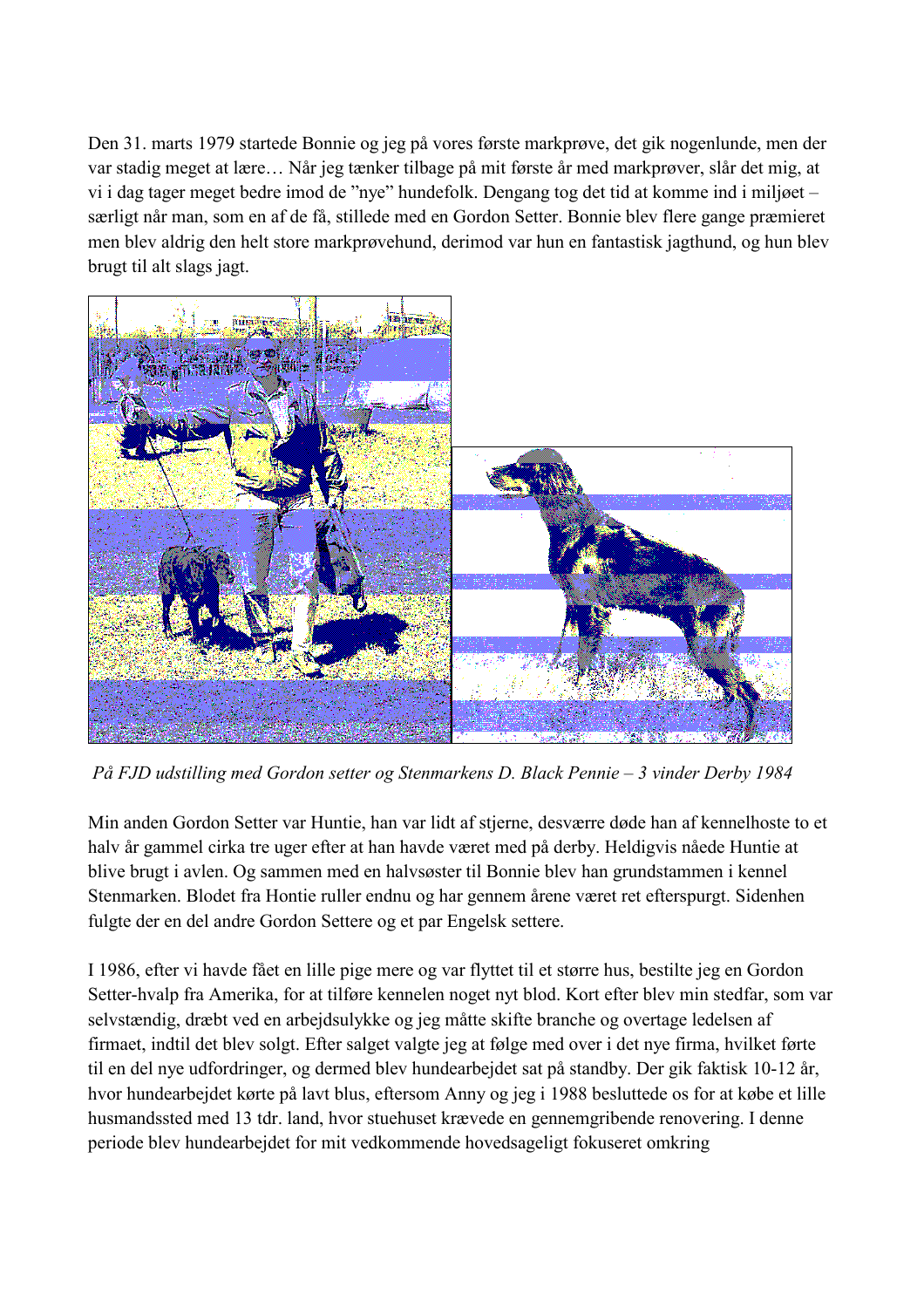Den 31. marts 1979 startede Bonnie og jeg på vores første markprøve, det gik nogenlunde, men der var stadig meget at lære… Når jeg tænker tilbage på mit første år med markprøver, slår det mig, at vi i dag tager meget bedre imod de "nye" hundefolk. Dengang tog det tid at komme ind i miljøet – særligt når man, som en af de få, stillede med en Gordon Setter. Bonnie blev flere gange præmieret men blev aldrig den helt store markprøvehund, derimod var hun en fantastisk jagthund, og hun blev brugt til alt slags jagt.

*På FJD udstilling med Gordon setter og Stenmarkens D. Black Pennie – 3 vinder Derby 1984*

Min anden Gordon Setter var Huntie, han var lidt af stjerne, desværre døde han af kennelhoste to et halv år gammel cirka tre uger efter at han havde været med på derby. Heldigvis nåede Huntie at blive brugt i avlen. Og sammen med en halvsøster til Bonnie blev han grundstammen i kennel Stenmarken. Blodet fra Hontie ruller endnu og har gennem årene været ret efterspurgt. Sidenhen fulgte der en del andre Gordon Settere og et par Engelsk settere.

I 1986, efter vi havde fået en lille pige mere og var flyttet til et større hus, bestilte jeg en Gordon Setter-hvalp fra Amerika, for at tilføre kennelen noget nyt blod. Kort efter blev min stedfar, som var selvstændig, dræbt ved en arbejdsulykke og jeg måtte skifte branche og overtage ledelsen af firmaet, indtil det blev solgt. Efter salget valgte jeg at følge med over i det nye firma, hvilket førte til en del nye udfordringer, og dermed blev hundearbejdet sat på standby. Der gik faktisk 10-12 år, hvor hundearbejdet kørte på lavt blus, eftersom Anny og jeg i 1988 besluttede os for at købe et lille husmandssted med 13 tdr. land, hvor stuehuset krævede en gennemgribende renovering. I denne periode blev hundearbejdet for mit vedkommende hovedsageligt fokuseret omkring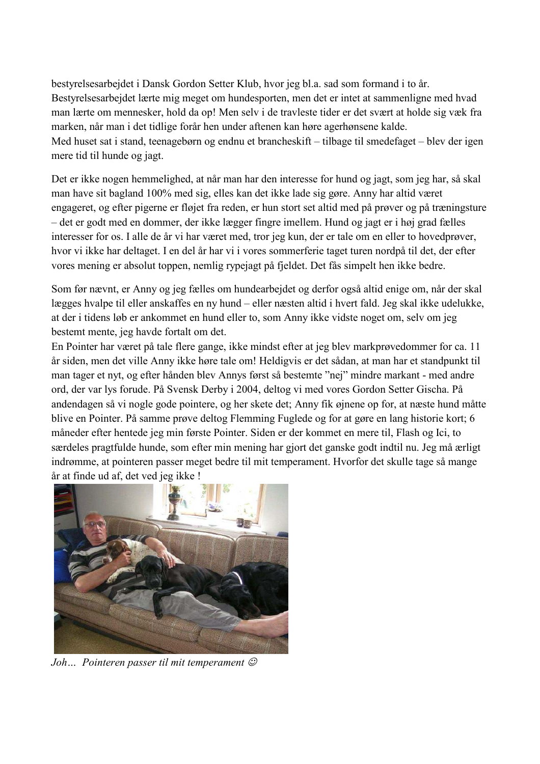bestyrelsesarbejdet i Dansk Gordon Setter Klub, hvor jeg bl.a. sad som formand i to år. Bestyrelsesarbejdet lærte mig meget om hundesporten, men det er intet at sammenligne med hvad man lærte om mennesker, hold da op! Men selv i de travleste tider er det svært at holde sig væk fra marken, når man i det tidlige forår hen under aftenen kan høre agerhønsene kalde.
Med huset sat i stand, teenagebørn og endnu et brancheskift – tilbage til smedefaget – blev der igen mere tid til hunde og jagt.

Det er ikke nogen hemmelighed, at når man har den interesse for hund og jagt, som jeg har, så skal man have sit bagland 100% med sig, elles kan det ikke lade sig gøre. Anny har altid været engageret, og efter pigerne er fløjet fra reden, er hun stort set altid med på prøver og på træningsture – det er godt med en dommer, der ikke lægger fingre imellem. Hund og jagt er i høj grad fælles interesser for os. I alle de år vi har været med, tror jeg kun, der er tale om en eller to hovedprøver, hvor vi ikke har deltaget. I en del år har vi i vores sommerferie taget turen nordpå til det, der efter vores mening er absolut toppen, nemlig rypejagt på fjeldet. Det fås simpelt hen ikke bedre.

Som før nævnt, er Anny og jeg fælles om hundearbejdet og derfor også altid enige om, når der skal lægges hvalpe til eller anskaffes en ny hund – eller næsten altid i hvert fald. Jeg skal ikke udelukke, at der i tidens løb er ankommet en hund eller to, som Anny ikke vidste noget om, selv om jeg bestemt mente, jeg havde fortalt om det.
En Pointer har været på tale flere gange, ikke mindst efter at jeg blev markprøvedommer for ca. 11 år siden, men det ville Anny ikke høre tale om! Heldigvis er det sådan, at man har et standpunkt til man tager et nyt, og efter hånden blev Annys først så bestemte "nej" mindre markant - med andre ord, der var lys forude. På Svensk Derby i 2004, deltog vi med vores Gordon Setter Gischa. På andendagen så vi nogle gode pointere, og her skete det; Anny fik øjnene op for, at næste hund måtte blive en Pointer. På samme prøve deltog Flemming Fuglede og for at gøre en lang historie kort; 6 måneder efter hentede jeg min første Pointer. Siden er der kommet en mere til, Flash og Ici, to særdeles pragtfulde hunde, som efter min mening har gjort det ganske godt indtil nu. Jeg må ærligt indrømme, at pointeren passer meget bedre til mit temperament. Hvorfor det skulle tage så mange år at finde ud af, det ved jeg ikke !

*Joh… Pointeren passer til mit temperament ☺*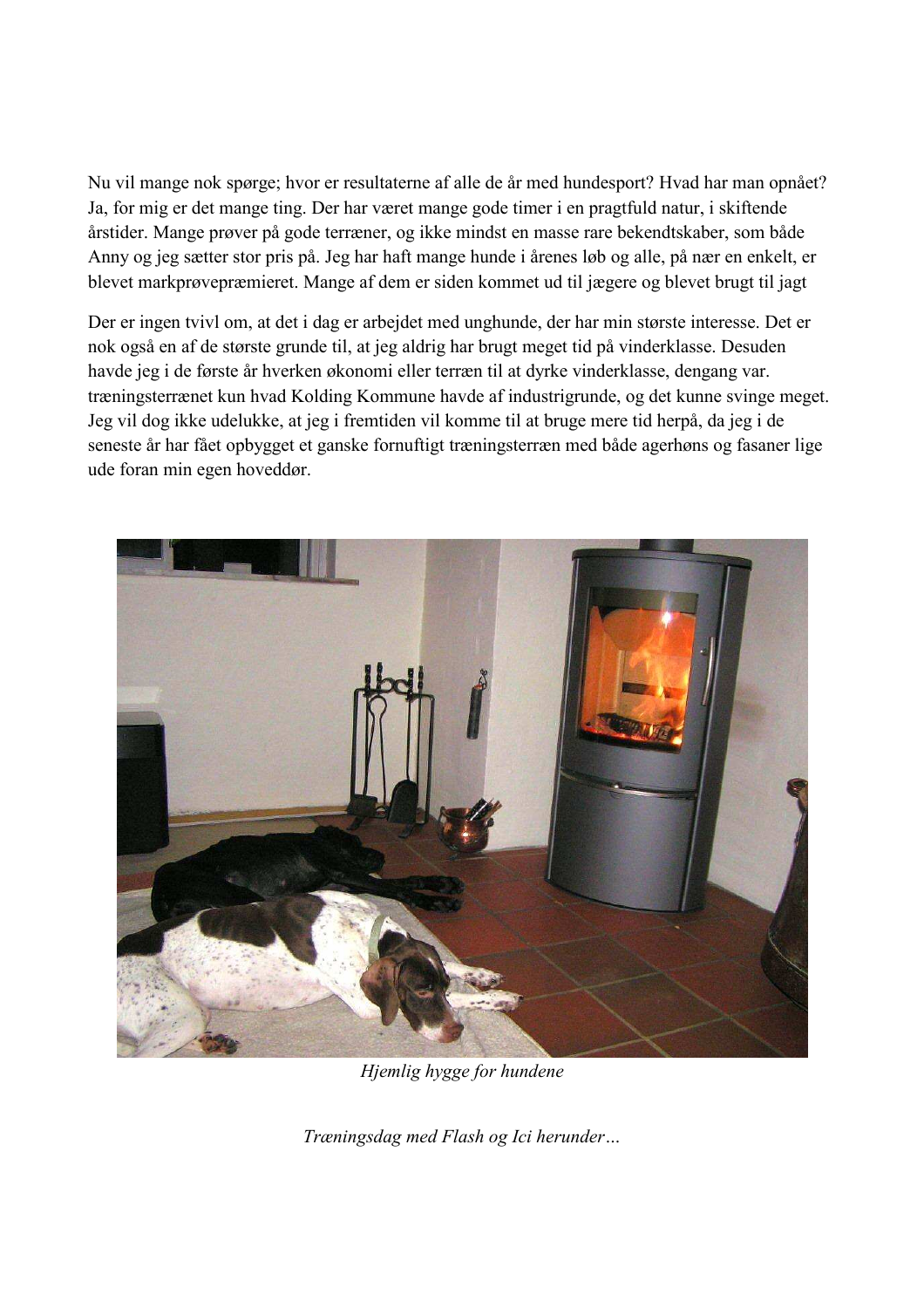Nu vil mange nok spørge; hvor er resultaterne af alle de år med hundesport? Hvad har man opnået? Ja, for mig er det mange ting. Der har været mange gode timer i en pragtfuld natur, i skiftende årstider. Mange prøver på gode terræner, og ikke mindst en masse rare bekendtskaber, som både Anny og jeg sætter stor pris på. Jeg har haft mange hunde i årenes løb og alle, på nær en enkelt, er blevet markprøvepræmieret. Mange af dem er siden kommet ud til jægere og blevet brugt til jagt

Der er ingen tvivl om, at det i dag er arbejdet med unghunde, der har min største interesse. Det er nok også en af de største grunde til, at jeg aldrig har brugt meget tid på vinderklasse. Desuden havde jeg i de første år hverken økonomi eller terræn til at dyrke vinderklasse, dengang var. træningsterrænet kun hvad Kolding Kommune havde af industrigrunde, og det kunne svinge meget. Jeg vil dog ikke udelukke, at jeg i fremtiden vil komme til at bruge mere tid herpå, da jeg i de seneste år har fået opbygget et ganske fornuftigt træningsterræn med både agerhøns og fasaner lige ude foran min egen hoveddør.

*Hjemlig hygge for hundene*

*Træningsdag med Flash og Ici herunder…*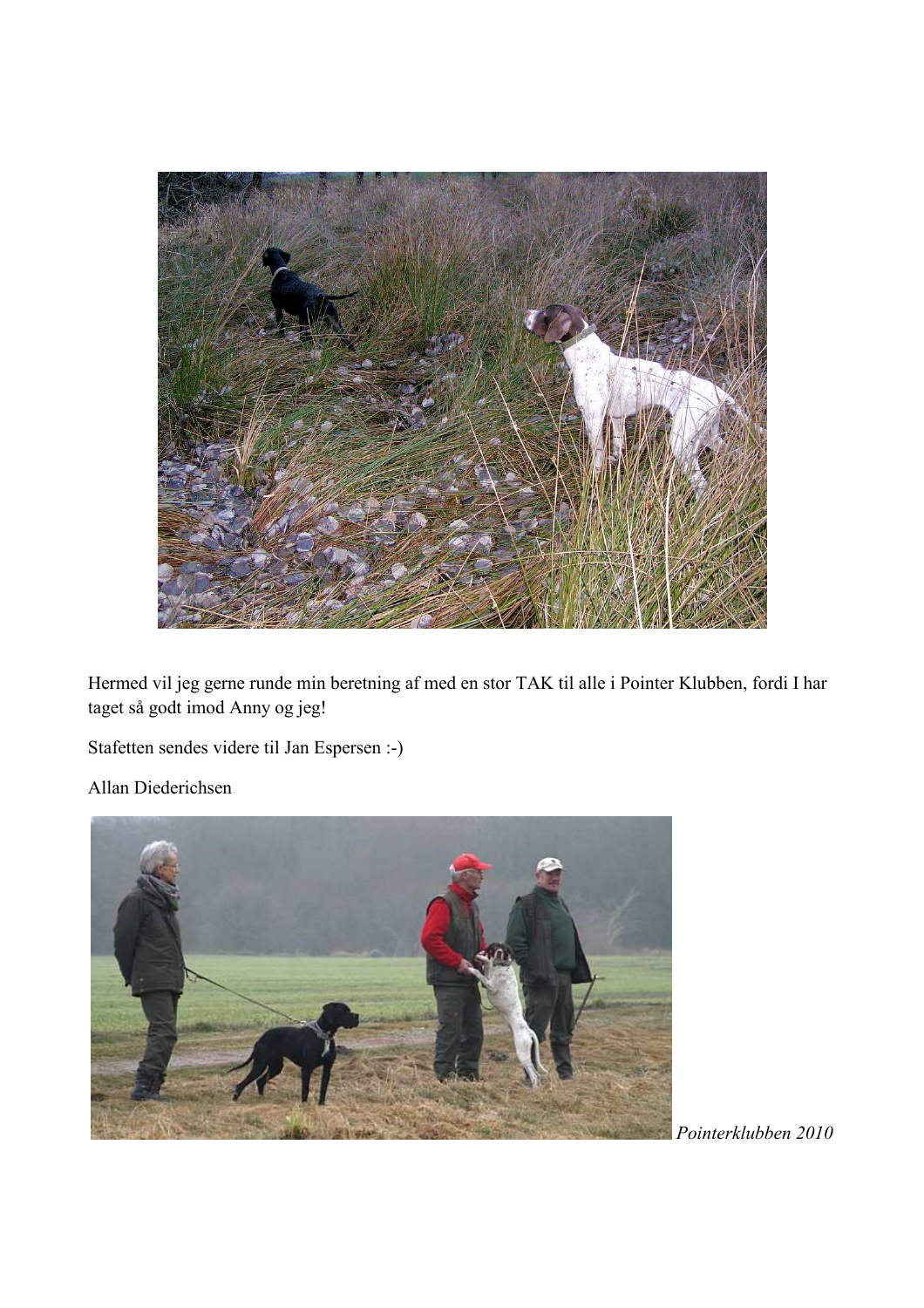Hermed vil jeg gerne runde min beretning af med en stor TAK til alle i Pointer Klubben, fordi I har taget så godt imod Anny og jeg!

Stafetten sendes videre til Jan Espersen :-)

Allan Diederichsen

*Pointerklubben 2010*